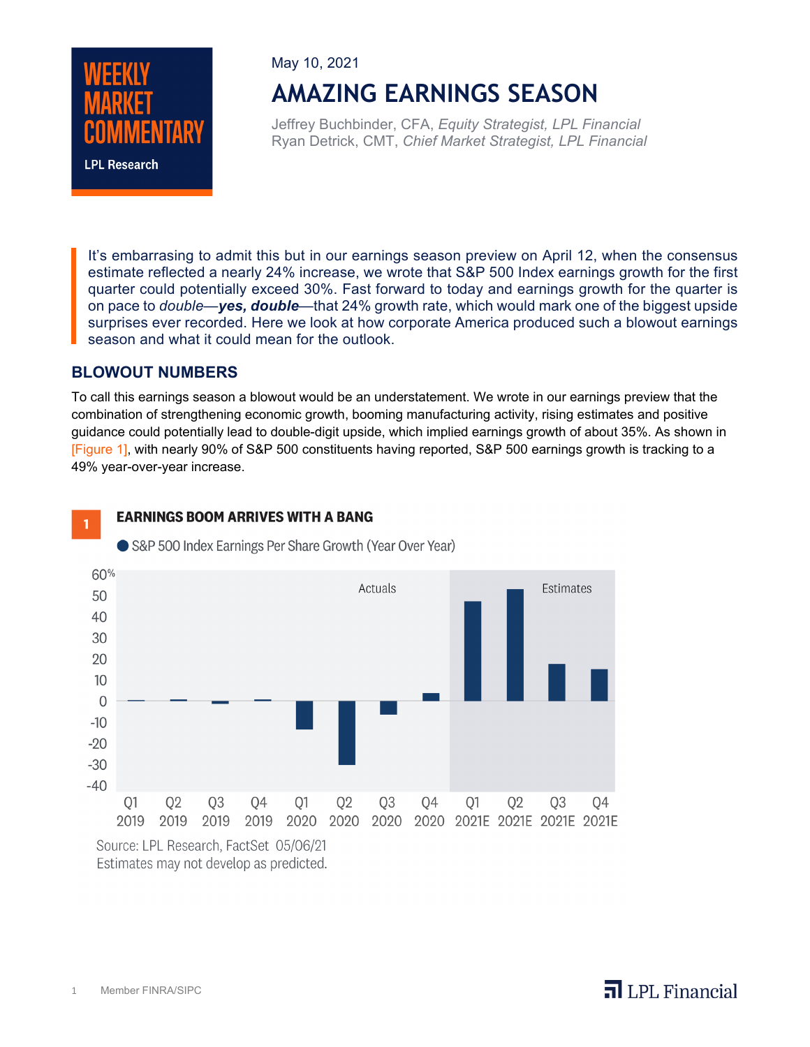WEEKLY MARKET COMMENTARY

LPL Research

May 10, 2021

# AMAZING EARNINGS SEASON

Jeffrey Buchbinder, CFA, *Equity Strategist, LPL Financial*
Ryan Detrick, CMT, *Chief Market Strategist, LPL Financial*

It's embarrasing to admit this but in our earnings season preview on April 12, when the consensus estimate reflected a nearly 24% increase, we wrote that S&P 500 Index earnings growth for the first quarter could potentially exceed 30%. Fast forward to today and earnings growth for the quarter is on pace to *double*—***yes, double***—that 24% growth rate, which would mark one of the biggest upside surprises ever recorded. Here we look at how corporate America produced such a blowout earnings season and what it could mean for the outlook.

## BLOWOUT NUMBERS

To call this earnings season a blowout would be an understatement. We wrote in our earnings preview that the combination of strengthening economic growth, booming manufacturing activity, rising estimates and positive guidance could potentially lead to double-digit upside, which implied earnings growth of about 35%. As shown in [Figure 1], with nearly 90% of S&P 500 constituents having reported, S&P 500 earnings growth is tracking to a 49% year-over-year increase.

**1 EARNINGS BOOM ARRIVES WITH A BANG**

S&P 500 Index Earnings Per Share Growth (Year Over Year)

Source: LPL Research, FactSet 05/06/21
Estimates may not develop as predicted.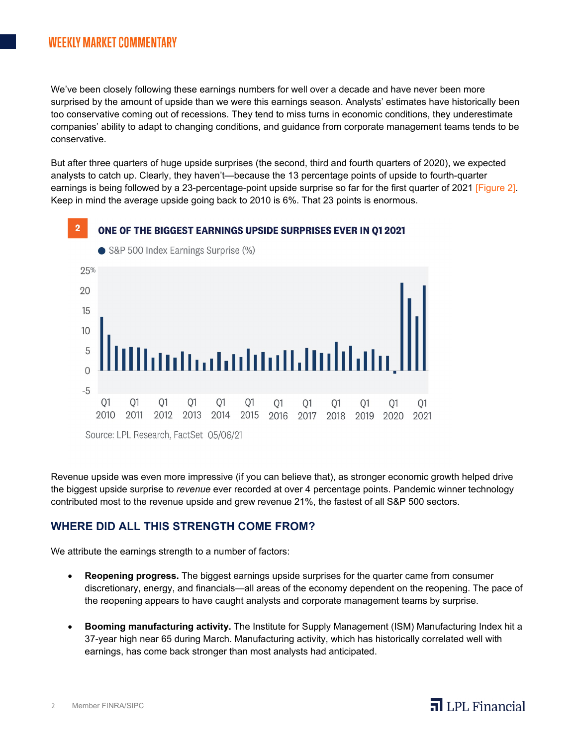We've been closely following these earnings numbers for well over a decade and have never been more surprised by the amount of upside than we were this earnings season. Analysts' estimates have historically been too conservative coming out of recessions. They tend to miss turns in economic conditions, they underestimate companies' ability to adapt to changing conditions, and guidance from corporate management teams tends to be conservative.

But after three quarters of huge upside surprises (the second, third and fourth quarters of 2020), we expected analysts to catch up. Clearly, they haven't—because the 13 percentage points of upside to fourth-quarter earnings is being followed by a 23-percentage-point upside surprise so far for the first quarter of 2021 [Figure 2]. Keep in mind the average upside going back to 2010 is 6%. That 23 points is enormous.

**2 ONE OF THE BIGGEST EARNINGS UPSIDE SURPRISES EVER IN Q1 2021**

Source: LPL Research, FactSet 05/06/21

Revenue upside was even more impressive (if you can believe that), as stronger economic growth helped drive the biggest upside surprise to *revenue* ever recorded at over 4 percentage points. Pandemic winner technology contributed most to the revenue upside and grew revenue 21%, the fastest of all S&P 500 sectors.

## WHERE DID ALL THIS STRENGTH COME FROM?

We attribute the earnings strength to a number of factors:

- **Reopening progress.** The biggest earnings upside surprises for the quarter came from consumer discretionary, energy, and financials—all areas of the economy dependent on the reopening. The pace of the reopening appears to have caught analysts and corporate management teams by surprise.

- **Booming manufacturing activity.** The Institute for Supply Management (ISM) Manufacturing Index hit a 37-year high near 65 during March. Manufacturing activity, which has historically correlated well with earnings, has come back stronger than most analysts had anticipated.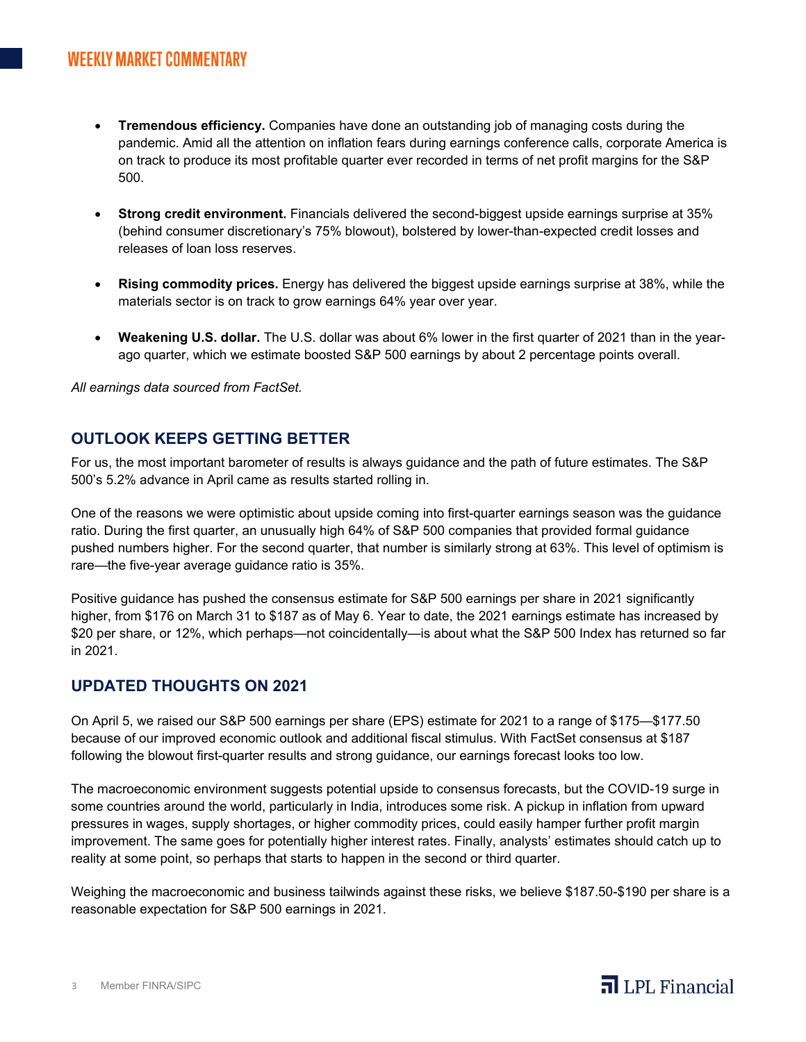- **Tremendous efficiency.** Companies have done an outstanding job of managing costs during the pandemic. Amid all the attention on inflation fears during earnings conference calls, corporate America is on track to produce its most profitable quarter ever recorded in terms of net profit margins for the S&P 500.

- **Strong credit environment.** Financials delivered the second-biggest upside earnings surprise at 35% (behind consumer discretionary's 75% blowout), bolstered by lower-than-expected credit losses and releases of loan loss reserves.

- **Rising commodity prices.** Energy has delivered the biggest upside earnings surprise at 38%, while the materials sector is on track to grow earnings 64% year over year.

- **Weakening U.S. dollar.** The U.S. dollar was about 6% lower in the first quarter of 2021 than in the year-ago quarter, which we estimate boosted S&P 500 earnings by about 2 percentage points overall.

*All earnings data sourced from FactSet.*

## OUTLOOK KEEPS GETTING BETTER

For us, the most important barometer of results is always guidance and the path of future estimates. The S&P 500's 5.2% advance in April came as results started rolling in.

One of the reasons we were optimistic about upside coming into first-quarter earnings season was the guidance ratio. During the first quarter, an unusually high 64% of S&P 500 companies that provided formal guidance pushed numbers higher. For the second quarter, that number is similarly strong at 63%. This level of optimism is rare—the five-year average guidance ratio is 35%.

Positive guidance has pushed the consensus estimate for S&P 500 earnings per share in 2021 significantly higher, from $176 on March 31 to $187 as of May 6. Year to date, the 2021 earnings estimate has increased by $20 per share, or 12%, which perhaps—not coincidentally—is about what the S&P 500 Index has returned so far in 2021.

## UPDATED THOUGHTS ON 2021

On April 5, we raised our S&P 500 earnings per share (EPS) estimate for 2021 to a range of $175—$177.50 because of our improved economic outlook and additional fiscal stimulus. With FactSet consensus at $187 following the blowout first-quarter results and strong guidance, our earnings forecast looks too low.

The macroeconomic environment suggests potential upside to consensus forecasts, but the COVID-19 surge in some countries around the world, particularly in India, introduces some risk. A pickup in inflation from upward pressures in wages, supply shortages, or higher commodity prices, could easily hamper further profit margin improvement. The same goes for potentially higher interest rates. Finally, analysts' estimates should catch up to reality at some point, so perhaps that starts to happen in the second or third quarter.

Weighing the macroeconomic and business tailwinds against these risks, we believe $187.50-$190 per share is a reasonable expectation for S&P 500 earnings in 2021.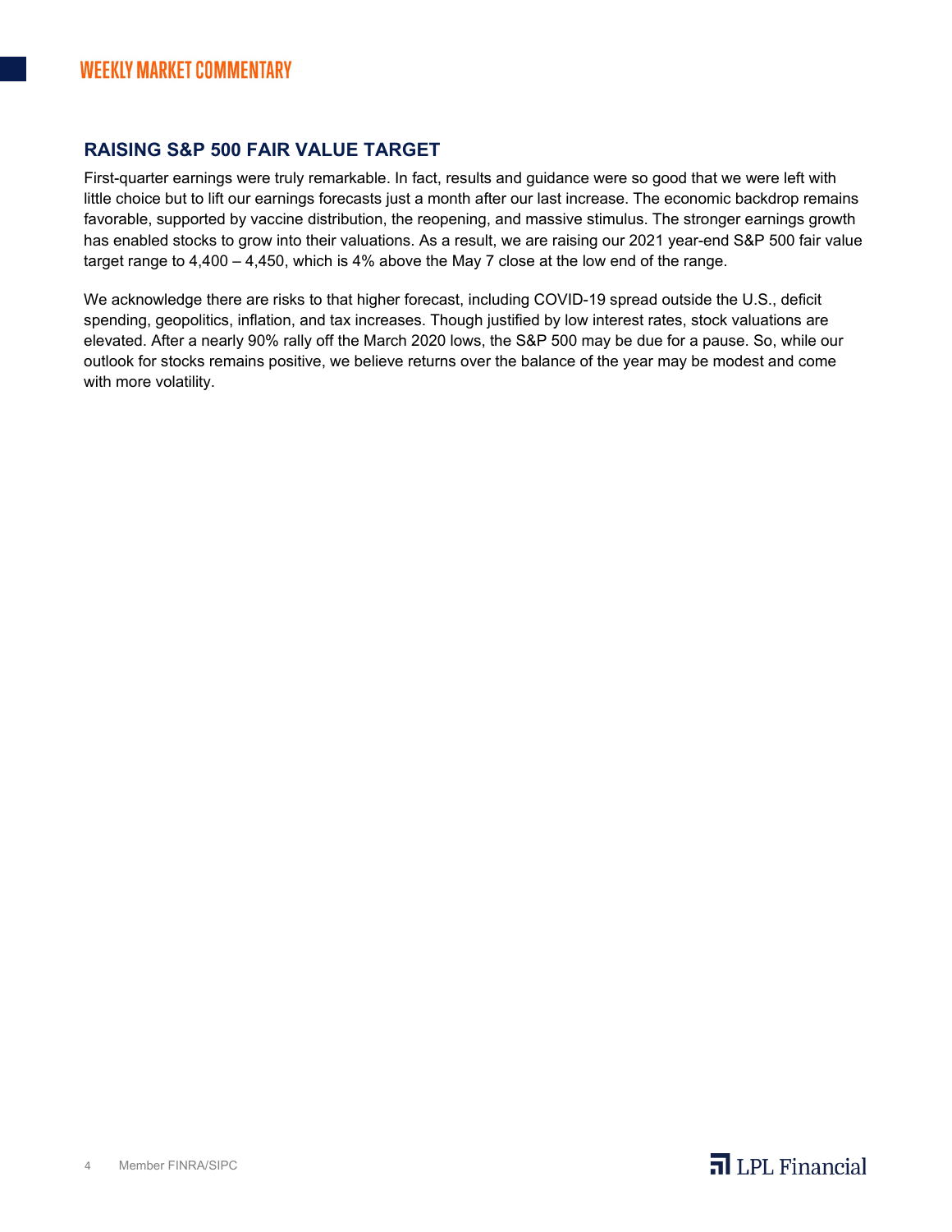## RAISING S&P 500 FAIR VALUE TARGET

First-quarter earnings were truly remarkable. In fact, results and guidance were so good that we were left with little choice but to lift our earnings forecasts just a month after our last increase. The economic backdrop remains favorable, supported by vaccine distribution, the reopening, and massive stimulus. The stronger earnings growth has enabled stocks to grow into their valuations. As a result, we are raising our 2021 year-end S&P 500 fair value target range to 4,400 – 4,450, which is 4% above the May 7 close at the low end of the range.

We acknowledge there are risks to that higher forecast, including COVID-19 spread outside the U.S., deficit spending, geopolitics, inflation, and tax increases. Though justified by low interest rates, stock valuations are elevated. After a nearly 90% rally off the March 2020 lows, the S&P 500 may be due for a pause. So, while our outlook for stocks remains positive, we believe returns over the balance of the year may be modest and come with more volatility.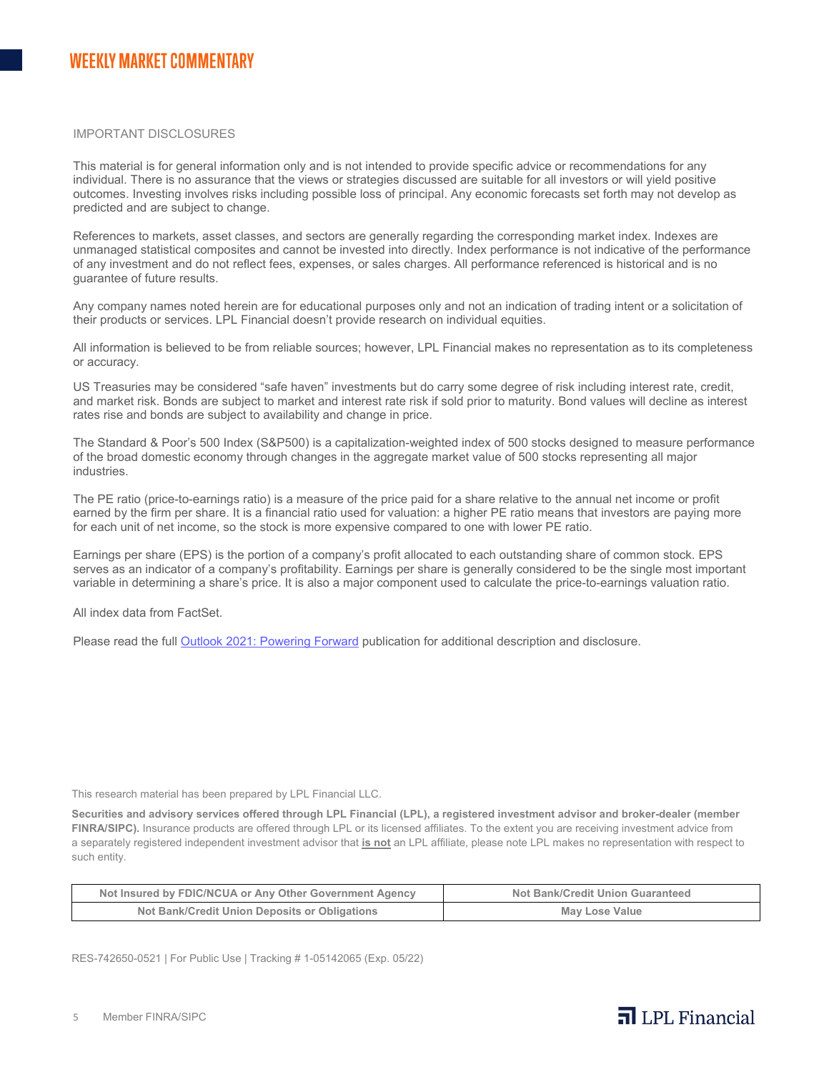IMPORTANT DISCLOSURES

This material is for general information only and is not intended to provide specific advice or recommendations for any individual. There is no assurance that the views or strategies discussed are suitable for all investors or will yield positive outcomes. Investing involves risks including possible loss of principal. Any economic forecasts set forth may not develop as predicted and are subject to change.

References to markets, asset classes, and sectors are generally regarding the corresponding market index. Indexes are unmanaged statistical composites and cannot be invested into directly. Index performance is not indicative of the performance of any investment and do not reflect fees, expenses, or sales charges. All performance referenced is historical and is no guarantee of future results.

Any company names noted herein are for educational purposes only and not an indication of trading intent or a solicitation of their products or services. LPL Financial doesn't provide research on individual equities.

All information is believed to be from reliable sources; however, LPL Financial makes no representation as to its completeness or accuracy.

US Treasuries may be considered "safe haven" investments but do carry some degree of risk including interest rate, credit, and market risk. Bonds are subject to market and interest rate risk if sold prior to maturity. Bond values will decline as interest rates rise and bonds are subject to availability and change in price.

The Standard & Poor's 500 Index (S&P500) is a capitalization-weighted index of 500 stocks designed to measure performance of the broad domestic economy through changes in the aggregate market value of 500 stocks representing all major industries.

The PE ratio (price-to-earnings ratio) is a measure of the price paid for a share relative to the annual net income or profit earned by the firm per share. It is a financial ratio used for valuation: a higher PE ratio means that investors are paying more for each unit of net income, so the stock is more expensive compared to one with lower PE ratio.

Earnings per share (EPS) is the portion of a company's profit allocated to each outstanding share of common stock. EPS serves as an indicator of a company's profitability. Earnings per share is generally considered to be the single most important variable in determining a share's price. It is also a major component used to calculate the price-to-earnings valuation ratio.

All index data from FactSet.

Please read the full Outlook 2021: Powering Forward publication for additional description and disclosure.

This research material has been prepared by LPL Financial LLC.

**Securities and advisory services offered through LPL Financial (LPL), a registered investment advisor and broker-dealer (member FINRA/SIPC).** Insurance products are offered through LPL or its licensed affiliates. To the extent you are receiving investment advice from a separately registered independent investment advisor that **is not** an LPL affiliate, please note LPL makes no representation with respect to such entity.

| | |
|---|---|
| **Not Insured by FDIC/NCUA or Any Other Government Agency** | **Not Bank/Credit Union Guaranteed** |
| **Not Bank/Credit Union Deposits or Obligations** | **May Lose Value** |

RES-742650-0521 | For Public Use | Tracking # 1-05142065 (Exp. 05/22)